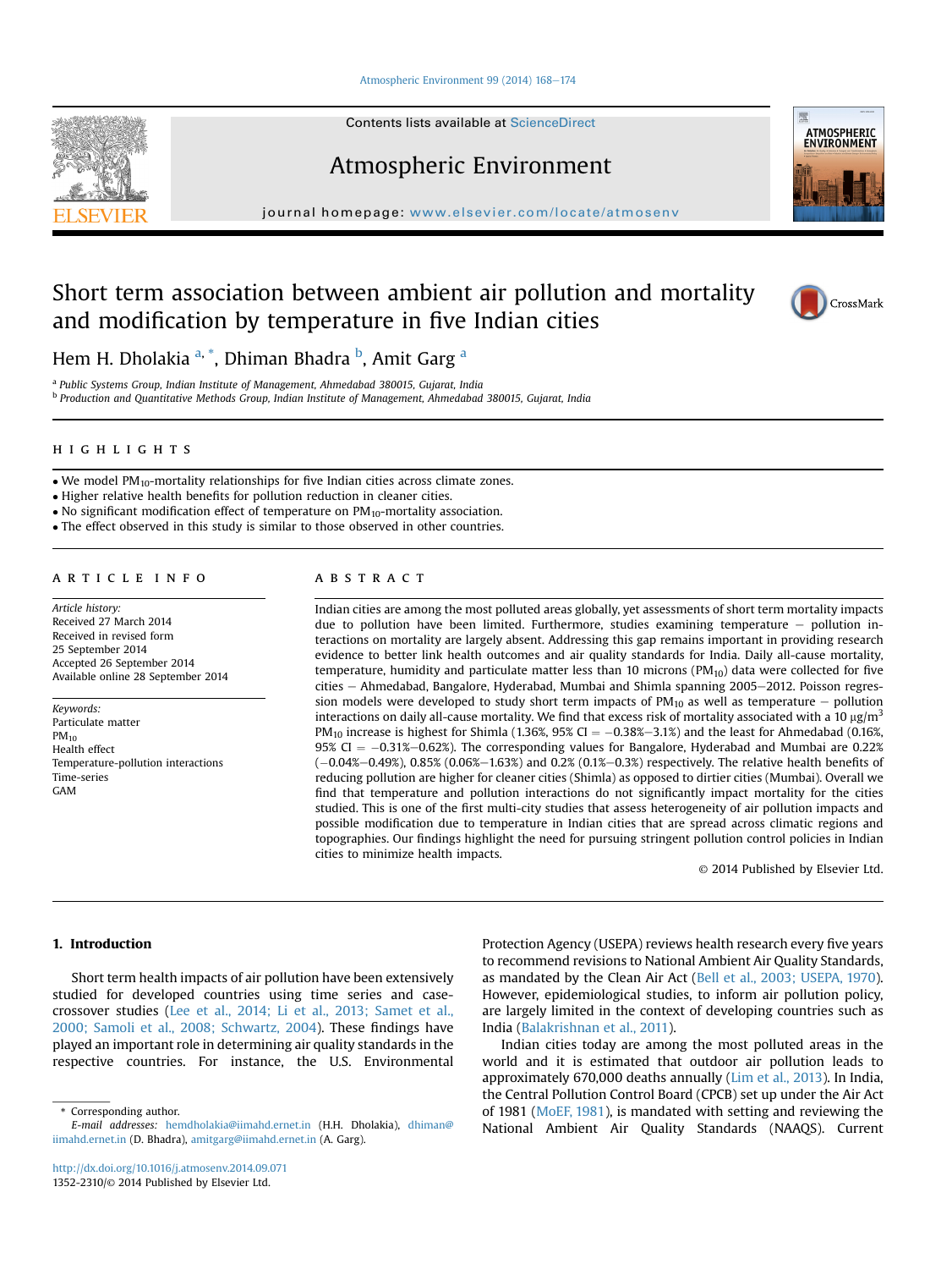# Short term association between ambient air pollution and mortality and modification by temperature in five Indian cities

Hem H. Dholakia [a, *], Dhiman Bhadra [b], Amit Garg [a]

[a] Public Systems Group, Indian Institute of Management, Ahmedabad 380015, Gujarat, India

[b] Production and Quantitative Methods Group, Indian Institute of Management, Ahmedabad 380015, Gujarat, India

## HIGHLIGHTS

- We model $PM_{10}$-mortality relationships for five Indian cities across climate zones.
- Higher relative health benefits for pollution reduction in cleaner cities.
- No significant modification effect of temperature on $PM_{10}$-mortality association.
- The effect observed in this study is similar to those observed in other countries.

## ARTICLE INFO

*Article history:*
Received 27 March 2014
Received in revised form
25 September 2014
Accepted 26 September 2014
Available online 28 September 2014

*Keywords:*
Particulate matter
$PM_{10}$
Health effect
Temperature-pollution interactions
Time-series
GAM

## ABSTRACT

Indian cities are among the most polluted areas globally, yet assessments of short term mortality impacts due to pollution have been limited. Furthermore, studies examining temperature – pollution interactions on mortality are largely absent. Addressing this gap remains important in providing research evidence to better link health outcomes and air quality standards for India. Daily all-cause mortality, temperature, humidity and particulate matter less than 10 microns ($PM_{10}$) data were collected for five cities – Ahmedabad, Bangalore, Hyderabad, Mumbai and Shimla spanning 2005–2012. Poisson regression models were developed to study short term impacts of $PM_{10}$ as well as temperature – pollution interactions on daily all-cause mortality. We find that excess risk of mortality associated with a 10 $\mu g/m^3$ $PM_{10}$ increase is highest for Shimla (1.36%, 95% CI = −0.38%–3.1%) and the least for Ahmedabad (0.16%, 95% CI = −0.31%–0.62%). The corresponding values for Bangalore, Hyderabad and Mumbai are 0.22% (−0.04%–0.49%), 0.85% (0.06%–1.63%) and 0.2% (0.1%–0.3%) respectively. The relative health benefits of reducing pollution are higher for cleaner cities (Shimla) as opposed to dirtier cities (Mumbai). Overall we find that temperature and pollution interactions do not significantly impact mortality for the cities studied. This is one of the first multi-city studies that assess heterogeneity of air pollution impacts and possible modification due to temperature in Indian cities that are spread across climatic regions and topographies. Our findings highlight the need for pursuing stringent pollution control policies in Indian cities to minimize health impacts.

© 2014 Published by Elsevier Ltd.

## 1. Introduction

Short term health impacts of air pollution have been extensively studied for developed countries using time series and case-crossover studies (Lee et al., 2014; Li et al., 2013; Samet et al., 2000; Samoli et al., 2008; Schwartz, 2004). These findings have played an important role in determining air quality standards in the respective countries. For instance, the U.S. Environmental Protection Agency (USEPA) reviews health research every five years to recommend revisions to National Ambient Air Quality Standards, as mandated by the Clean Air Act (Bell et al., 2003; USEPA, 1970). However, epidemiological studies, to inform air pollution policy, are largely limited in the context of developing countries such as India (Balakrishnan et al., 2011).

Indian cities today are among the most polluted areas in the world and it is estimated that outdoor air pollution leads to approximately 670,000 deaths annually (Lim et al., 2013). In India, the Central Pollution Control Board (CPCB) set up under the Air Act of 1981 (MoEF, 1981), is mandated with setting and reviewing the National Ambient Air Quality Standards (NAAQS). Current

\* Corresponding author.
*E-mail addresses:* hemdholakia@iimahd.ernet.in (H.H. Dholakia), dhiman@iimahd.ernet.in (D. Bhadra), amitgarg@iimahd.ernet.in (A. Garg).

http://dx.doi.org/10.1016/j.atmosenv.2014.09.071
1352-2310/© 2014 Published by Elsevier Ltd.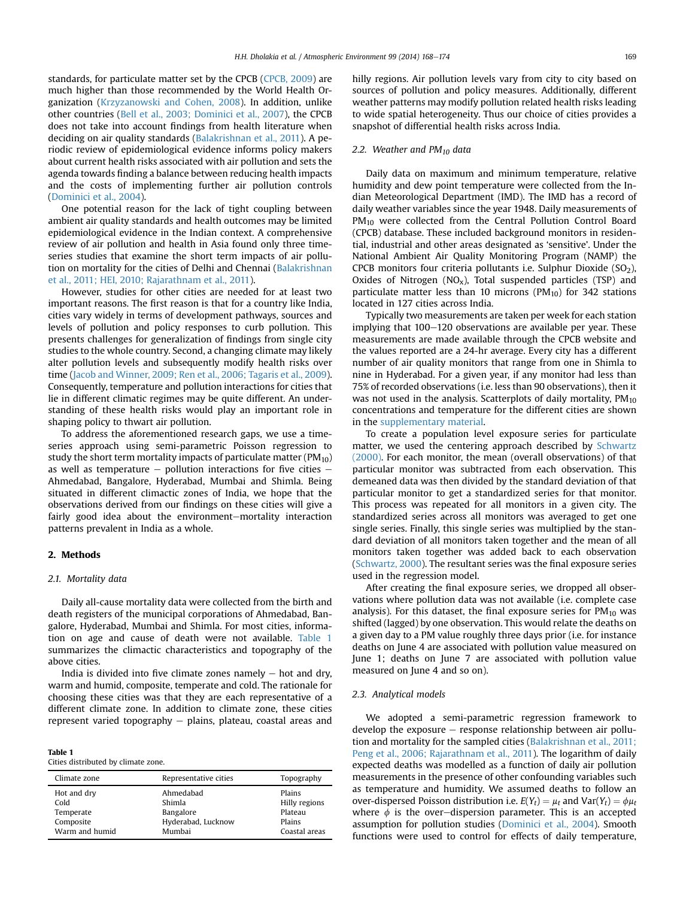standards, for particulate matter set by the CPCB (CPCB, 2009) are much higher than those recommended by the World Health Organization (Krzyzanowski and Cohen, 2008). In addition, unlike other countries (Bell et al., 2003; Dominici et al., 2007), the CPCB does not take into account findings from health literature when deciding on air quality standards (Balakrishnan et al., 2011). A periodic review of epidemiological evidence informs policy makers about current health risks associated with air pollution and sets the agenda towards finding a balance between reducing health impacts and the costs of implementing further air pollution controls (Dominici et al., 2004).

One potential reason for the lack of tight coupling between ambient air quality standards and health outcomes may be limited epidemiological evidence in the Indian context. A comprehensive review of air pollution and health in Asia found only three time-series studies that examine the short term impacts of air pollution on mortality for the cities of Delhi and Chennai (Balakrishnan et al., 2011; HEI, 2010; Rajarathnam et al., 2011).

However, studies for other cities are needed for at least two important reasons. The first reason is that for a country like India, cities vary widely in terms of development pathways, sources and levels of pollution and policy responses to curb pollution. This presents challenges for generalization of findings from single city studies to the whole country. Second, a changing climate may likely alter pollution levels and subsequently modify health risks over time (Jacob and Winner, 2009; Ren et al., 2006; Tagaris et al., 2009). Consequently, temperature and pollution interactions for cities that lie in different climatic regimes may be quite different. An understanding of these health risks would play an important role in shaping policy to thwart air pollution.

To address the aforementioned research gaps, we use a time-series approach using semi-parametric Poisson regression to study the short term mortality impacts of particulate matter ($PM_{10}$) as well as temperature − pollution interactions for five cities − Ahmedabad, Bangalore, Hyderabad, Mumbai and Shimla. Being situated in different climactic zones of India, we hope that the observations derived from our findings on these cities will give a fairly good idea about the environment–mortality interaction patterns prevalent in India as a whole.

## 2. Methods

### 2.1. Mortality data

Daily all-cause mortality data were collected from the birth and death registers of the municipal corporations of Ahmedabad, Bangalore, Hyderabad, Mumbai and Shimla. For most cities, information on age and cause of death were not available. Table 1 summarizes the climactic characteristics and topography of the above cities.

India is divided into five climate zones namely − hot and dry, warm and humid, composite, temperate and cold. The rationale for choosing these cities was that they are each representative of a different climate zone. In addition to climate zone, these cities represent varied topography − plains, plateau, coastal areas and hilly regions. Air pollution levels vary from city to city based on sources of pollution and policy measures. Additionally, different weather patterns may modify pollution related health risks leading to wide spatial heterogeneity. Thus our choice of cities provides a snapshot of differential health risks across India.

**Table 1**
Cities distributed by climate zone.

| Climate zone | Representative cities | Topography |
|---|---|---|
| Hot and dry | Ahmedabad | Plains |
| Cold | Shimla | Hilly regions |
| Temperate | Bangalore | Plateau |
| Composite | Hyderabad, Lucknow | Plains |
| Warm and humid | Mumbai | Coastal areas |

### 2.2. Weather and $PM_{10}$ data

Daily data on maximum and minimum temperature, relative humidity and dew point temperature were collected from the Indian Meteorological Department (IMD). The IMD has a record of daily weather variables since the year 1948. Daily measurements of $PM_{10}$ were collected from the Central Pollution Control Board (CPCB) database. These included background monitors in residential, industrial and other areas designated as 'sensitive'. Under the National Ambient Air Quality Monitoring Program (NAMP) the CPCB monitors four criteria pollutants i.e. Sulphur Dioxide ($SO_2$), Oxides of Nitrogen ($NO_x$), Total suspended particles (TSP) and particulate matter less than 10 microns ($PM_{10}$) for 342 stations located in 127 cities across India.

Typically two measurements are taken per week for each station implying that 100–120 observations are available per year. These measurements are made available through the CPCB website and the values reported are a 24-hr average. Every city has a different number of air quality monitors that range from one in Shimla to nine in Hyderabad. For a given year, if any monitor had less than 75% of recorded observations (i.e. less than 90 observations), then it was not used in the analysis. Scatterplots of daily mortality, $PM_{10}$ concentrations and temperature for the different cities are shown in the supplementary material.

To create a population level exposure series for particulate matter, we used the centering approach described by Schwartz (2000). For each monitor, the mean (overall observations) of that particular monitor was subtracted from each observation. This demeaned data was then divided by the standard deviation of that particular monitor to get a standardized series for that monitor. This process was repeated for all monitors in a given city. The standardized series across all monitors was averaged to get one single series. Finally, this single series was multiplied by the standard deviation of all monitors taken together and the mean of all monitors taken together was added back to each observation (Schwartz, 2000). The resultant series was the final exposure series used in the regression model.

After creating the final exposure series, we dropped all observations where pollution data was not available (i.e. complete case analysis). For this dataset, the final exposure series for $PM_{10}$ was shifted (lagged) by one observation. This would relate the deaths on a given day to a PM value roughly three days prior (i.e. for instance deaths on June 4 are associated with pollution value measured on June 1; deaths on June 7 are associated with pollution value measured on June 4 and so on).

### 2.3. Analytical models

We adopted a semi-parametric regression framework to develop the exposure − response relationship between air pollution and mortality for the sampled cities (Balakrishnan et al., 2011; Peng et al., 2006; Rajarathnam et al., 2011). The logarithm of daily expected deaths was modelled as a function of daily air pollution measurements in the presence of other confounding variables such as temperature and humidity. We assumed deaths to follow an over-dispersed Poisson distribution i.e. $E(Y_t) = \mu_t$ and $\mathrm{Var}(Y_t) = \phi\mu_t$ where $\phi$ is the over–dispersion parameter. This is an accepted assumption for pollution studies (Dominici et al., 2004). Smooth functions were used to control for effects of daily temperature,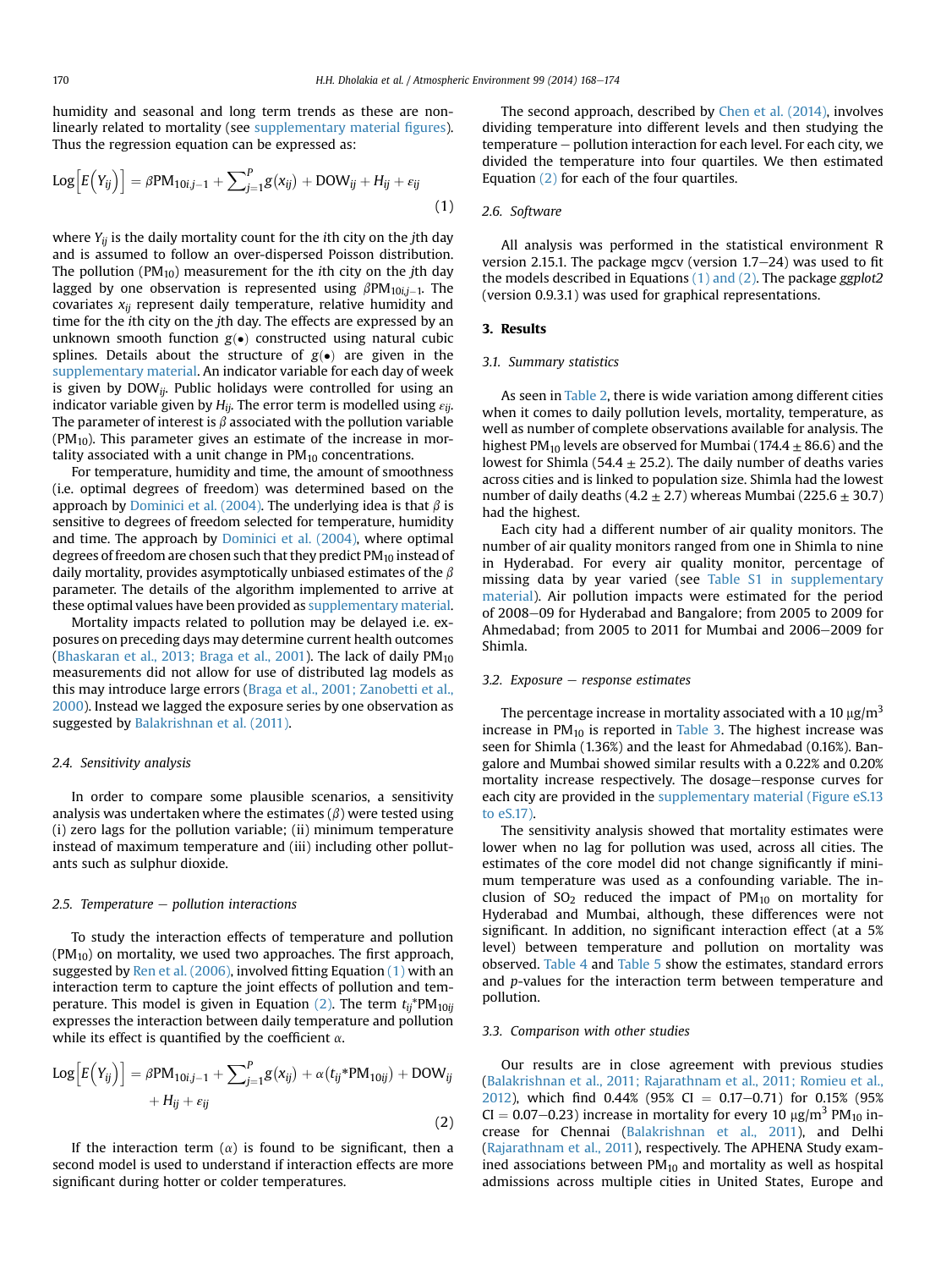humidity and seasonal and long term trends as these are non-linearly related to mortality (see supplementary material figures). Thus the regression equation can be expressed as:

$$\text{Log}\left[E\left(Y_{ij}\right)\right] = \beta \text{PM}_{10i,j-1} + \sum_{j=1}^{P} g(x_{ij}) + \text{DOW}_{ij} + H_{ij} + \varepsilon_{ij} \tag{1}$$

where $Y_{ij}$ is the daily mortality count for the $i$th city on the $j$th day and is assumed to follow an over-dispersed Poisson distribution. The pollution ($PM_{10}$) measurement for the $i$th city on the $j$th day lagged by one observation is represented using $\beta PM_{10i,j-1}$. The covariates $x_{ij}$ represent daily temperature, relative humidity and time for the $i$th city on the $j$th day. The effects are expressed by an unknown smooth function $g(\bullet)$ constructed using natural cubic splines. Details about the structure of $g(\bullet)$ are given in the supplementary material. An indicator variable for each day of week is given by $DOW_{ij}$. Public holidays were controlled for using an indicator variable given by $H_{ij}$. The error term is modelled using $\varepsilon_{ij}$. The parameter of interest is $\beta$ associated with the pollution variable ($PM_{10}$). This parameter gives an estimate of the increase in mortality associated with a unit change in $PM_{10}$ concentrations.

For temperature, humidity and time, the amount of smoothness (i.e. optimal degrees of freedom) was determined based on the approach by Dominici et al. (2004). The underlying idea is that $\beta$ is sensitive to degrees of freedom selected for temperature, humidity and time. The approach by Dominici et al. (2004), where optimal degrees of freedom are chosen such that they predict $PM_{10}$ instead of daily mortality, provides asymptotically unbiased estimates of the $\beta$ parameter. The details of the algorithm implemented to arrive at these optimal values have been provided as supplementary material.

Mortality impacts related to pollution may be delayed i.e. exposures on preceding days may determine current health outcomes (Bhaskaran et al., 2013; Braga et al., 2001). The lack of daily $PM_{10}$ measurements did not allow for use of distributed lag models as this may introduce large errors (Braga et al., 2001; Zanobetti et al., 2000). Instead we lagged the exposure series by one observation as suggested by Balakrishnan et al. (2011).

### 2.4. Sensitivity analysis

In order to compare some plausible scenarios, a sensitivity analysis was undertaken where the estimates ($\beta$) were tested using (i) zero lags for the pollution variable; (ii) minimum temperature instead of maximum temperature and (iii) including other pollutants such as sulphur dioxide.

### 2.5. Temperature − pollution interactions

To study the interaction effects of temperature and pollution ($PM_{10}$) on mortality, we used two approaches. The first approach, suggested by Ren et al. (2006), involved fitting Equation (1) with an interaction term to capture the joint effects of pollution and temperature. This model is given in Equation (2). The term $t_{ij}{*}PM_{10ij}$ expresses the interaction between daily temperature and pollution while its effect is quantified by the coefficient $\alpha$.

$$\text{Log}\left[E\left(Y_{ij}\right)\right] = \beta \text{PM}_{10i,j-1} + \sum_{j=1}^{P} g(x_{ij}) + \alpha\left(t_{ij}{*}\text{PM}_{10ij}\right) + \text{DOW}_{ij} + H_{ij} + \varepsilon_{ij} \tag{2}$$

If the interaction term ($\alpha$) is found to be significant, then a second model is used to understand if interaction effects are more significant during hotter or colder temperatures.

The second approach, described by Chen et al. (2014), involves dividing temperature into different levels and then studying the temperature − pollution interaction for each level. For each city, we divided the temperature into four quartiles. We then estimated Equation (2) for each of the four quartiles.

### 2.6. Software

All analysis was performed in the statistical environment R version 2.15.1. The package mgcv (version 1.7−24) was used to fit the models described in Equations (1) and (2). The package *ggplot2* (version 0.9.3.1) was used for graphical representations.

## 3. Results

### 3.1. Summary statistics

As seen in Table 2, there is wide variation among different cities when it comes to daily pollution levels, mortality, temperature, as well as number of complete observations available for analysis. The highest $PM_{10}$ levels are observed for Mumbai (174.4 ± 86.6) and the lowest for Shimla (54.4 ± 25.2). The daily number of deaths varies across cities and is linked to population size. Shimla had the lowest number of daily deaths (4.2 ± 2.7) whereas Mumbai (225.6 ± 30.7) had the highest.

Each city had a different number of air quality monitors. The number of air quality monitors ranged from one in Shimla to nine in Hyderabad. For every air quality monitor, percentage of missing data by year varied (see Table S1 in supplementary material). Air pollution impacts were estimated for the period of 2008−09 for Hyderabad and Bangalore; from 2005 to 2009 for Ahmedabad; from 2005 to 2011 for Mumbai and 2006−2009 for Shimla.

### 3.2. Exposure − response estimates

The percentage increase in mortality associated with a 10 μg/m$^3$ increase in $PM_{10}$ is reported in Table 3. The highest increase was seen for Shimla (1.36%) and the least for Ahmedabad (0.16%). Bangalore and Mumbai showed similar results with a 0.22% and 0.20% mortality increase respectively. The dosage−response curves for each city are provided in the supplementary material (Figure eS.13 to eS.17).

The sensitivity analysis showed that mortality estimates were lower when no lag for pollution was used, across all cities. The estimates of the core model did not change significantly if minimum temperature was used as a confounding variable. The inclusion of $SO_2$ reduced the impact of $PM_{10}$ on mortality for Hyderabad and Mumbai, although, these differences were not significant. In addition, no significant interaction effect (at a 5% level) between temperature and pollution on mortality was observed. Table 4 and Table 5 show the estimates, standard errors and $p$-values for the interaction term between temperature and pollution.

### 3.3. Comparison with other studies

Our results are in close agreement with previous studies (Balakrishnan et al., 2011; Rajarathnam et al., 2011; Romieu et al., 2012), which find 0.44% (95% CI = 0.17−0.71) for 0.15% (95% CI = 0.07−0.23) increase in mortality for every 10 μg/m$^3$ $PM_{10}$ increase for Chennai (Balakrishnan et al., 2011), and Delhi (Rajarathnam et al., 2011), respectively. The APHENA Study examined associations between $PM_{10}$ and mortality as well as hospital admissions across multiple cities in United States, Europe and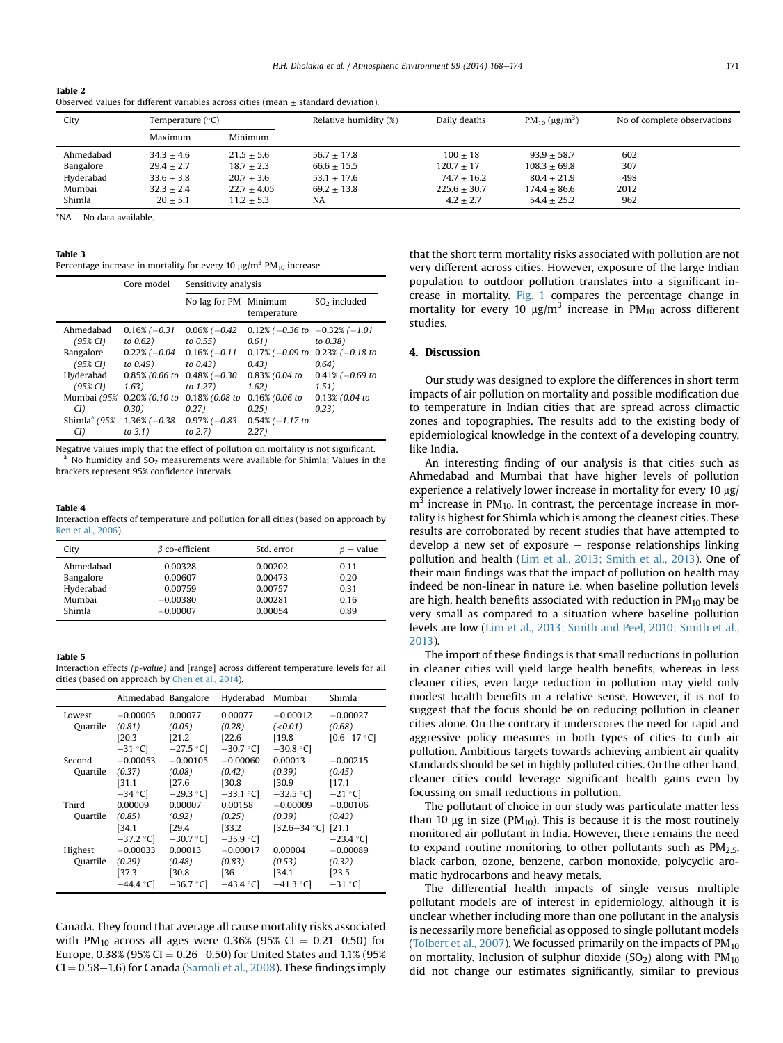**Table 2**
Observed values for different variables across cities (mean ± standard deviation).

| City | Temperature (°C) | | Relative humidity (%) | Daily deaths | $PM_{10}$ (μg/m³) | No of complete observations |
|---|---|---|---|---|---|---|
| | Maximum | Minimum | | | | |
| Ahmedabad | 34.3 ± 4.6 | 21.5 ± 5.6 | 56.7 ± 17.8 | 100 ± 18 | 93.9 ± 58.7 | 602 |
| Bangalore | 29.4 ± 2.7 | 18.7 ± 2.3 | 66.6 ± 15.5 | 120.7 ± 17 | 108.3 ± 69.8 | 307 |
| Hyderabad | 33.6 ± 3.8 | 20.7 ± 3.6 | 53.1 ± 17.6 | 74.7 ± 16.2 | 80.4 ± 21.9 | 498 |
| Mumbai | 32.3 ± 2.4 | 22.7 ± 4.05 | 69.2 ± 13.8 | 225.6 ± 30.7 | 174.4 ± 86.6 | 2012 |
| Shimla | 20 ± 5.1 | 11.2 ± 5.3 | NA | 4.2 ± 2.7 | 54.4 ± 25.2 | 962 |

*NA – No data available.

**Table 3**
Percentage increase in mortality for every 10 μg/m³ $PM_{10}$ increase.

| | Core model | Sensitivity analysis | | |
|---|---|---|---|---|
| | | No lag for PM | Minimum temperature | $SO_2$ included |
| Ahmedabad *(95% CI)* | 0.16% *(−0.31 to 0.62)* | 0.06% *(−0.42 to 0.55)* | 0.12% *(−0.36 to 0.61)* | −0.32% *(−1.01 to 0.38)* |
| Bangalore *(95% CI)* | 0.22% *(−0.04 to 0.49)* | 0.16% *(−0.11 to 0.43)* | 0.17% *(−0.09 to 0.43)* | 0.23% *(−0.18 to 0.64)* |
| Hyderabad *(95% CI)* | 0.85% *(0.06 to 1.63)* | 0.48% *(−0.30 to 1.27)* | 0.83% *(0.04 to 1.62)* | 0.41% *(−0.69 to 1.51)* |
| Mumbai *(95% CI)* | 0.20% *(0.10 to 0.30)* | 0.18% *(0.08 to 0.27)* | 0.16% *(0.06 to 0.25)* | 0.13% *(0.04 to 0.23)* |
| Shimla[a] *(95% CI)* | 1.36% *(−0.38 to 3.1)* | 0.97% *(−0.83 to 2.7)* | 0.54% *(−1.17 to 2.27)* | – |

Negative values imply that the effect of pollution on mortality is not significant.
[a] No humidity and $SO_2$ measurements were available for Shimla; Values in the brackets represent 95% confidence intervals.

**Table 4**
Interaction effects of temperature and pollution for all cities (based on approach by Ren et al., 2006).

| City | β co-efficient | Std. error | p − value |
|---|---|---|---|
| Ahmedabad | 0.00328 | 0.00202 | 0.11 |
| Bangalore | 0.00607 | 0.00473 | 0.20 |
| Hyderabad | 0.00759 | 0.00757 | 0.31 |
| Mumbai | −0.00380 | 0.00281 | 0.16 |
| Shimla | −0.00007 | 0.00054 | 0.89 |

**Table 5**
Interaction effects *(p-value)* and [range] across different temperature levels for all cities (based on approach by Chen et al., 2014).

| | Ahmedabad | Bangalore | Hyderabad | Mumbai | Shimla |
|---|---|---|---|---|---|
| Lowest Quartile | −0.00005 *(0.81)* [20.3 −31 °C] | 0.00077 *(0.05)* [21.2 −27.5 °C] | 0.00077 *(0.28)* [22.6 −30.7 °C] | −0.00012 *(<0.01)* [19.8 −30.8 °C] | −0.00027 *(0.68)* [0.6−17 °C] |
| Second Quartile | −0.00053 *(0.37)* [31.1 −34 °C] | −0.00105 *(0.08)* [27.6 −29.3 °C] | −0.00060 *(0.42)* [30.8 −33.1 °C] | 0.00013 *(0.39)* [30.9 −32.5 °C] | −0.00215 *(0.45)* [17.1 −21 °C] |
| Third Quartile | 0.00009 *(0.85)* [34.1 −37.2 °C] | 0.00007 *(0.92)* [29.4 −30.7 °C] | 0.00158 *(0.25)* [33.2 −35.9 °C] | −0.00009 *(0.39)* [32.6−34 °C] | −0.00106 *(0.43)* [21.1 −23.4 °C] |
| Highest Quartile | −0.00033 *(0.29)* [37.3 −44.4 °C] | 0.00013 *(0.48)* [30.8 −36.7 °C] | −0.00017 *(0.83)* [36 −43.4 °C] | 0.00004 *(0.53)* [34.1 −41.3 °C] | −0.00089 *(0.32)* [23.5 −31 °C] |

Canada. They found that average all cause mortality risks associated with $PM_{10}$ across all ages were 0.36% (95% CI = 0.21–0.50) for Europe, 0.38% (95% CI = 0.26–0.50) for United States and 1.1% (95% CI = 0.58–1.6) for Canada (Samoli et al., 2008). These findings imply that the short term mortality risks associated with pollution are not very different across cities. However, exposure of the large Indian population to outdoor pollution translates into a significant increase in mortality. Fig. 1 compares the percentage change in mortality for every 10 μg/m³ increase in $PM_{10}$ across different studies.

## 4. Discussion

Our study was designed to explore the differences in short term impacts of air pollution on mortality and possible modification due to temperature in Indian cities that are spread across climactic zones and topographies. The results add to the existing body of epidemiological knowledge in the context of a developing country, like India.

An interesting finding of our analysis is that cities such as Ahmedabad and Mumbai that have higher levels of pollution experience a relatively lower increase in mortality for every 10 μg/m³ increase in $PM_{10}$. In contrast, the percentage increase in mortality is highest for Shimla which is among the cleanest cities. These results are corroborated by recent studies that have attempted to develop a new set of exposure – response relationships linking pollution and health (Lim et al., 2013; Smith et al., 2013). One of their main findings was that the impact of pollution on health may indeed be non-linear in nature i.e. when baseline pollution levels are high, health benefits associated with reduction in $PM_{10}$ may be very small as compared to a situation where baseline pollution levels are low (Lim et al., 2013; Smith and Peel, 2010; Smith et al., 2013).

The import of these findings is that small reductions in pollution in cleaner cities will yield large health benefits, whereas in less cleaner cities, even large reduction in pollution may yield only modest health benefits in a relative sense. However, it is not to suggest that the focus should be on reducing pollution in cleaner cities alone. On the contrary it underscores the need for rapid and aggressive policy measures in both types of cities to curb air pollution. Ambitious targets towards achieving ambient air quality standards should be set in highly polluted cities. On the other hand, cleaner cities could leverage significant health gains even by focussing on small reductions in pollution.

The pollutant of choice in our study was particulate matter less than 10 μg in size ($PM_{10}$). This is because it is the most routinely monitored air pollutant in India. However, there remains the need to expand routine monitoring to other pollutants such as $PM_{2.5}$, black carbon, ozone, benzene, carbon monoxide, polycyclic aromatic hydrocarbons and heavy metals.

The differential health impacts of single versus multiple pollutant models are of interest in epidemiology, although it is unclear whether including more than one pollutant in the analysis is necessarily more beneficial as opposed to single pollutant models (Tolbert et al., 2007). We focussed primarily on the impacts of $PM_{10}$ on mortality. Inclusion of sulphur dioxide ($SO_2$) along with $PM_{10}$ did not change our estimates significantly, similar to previous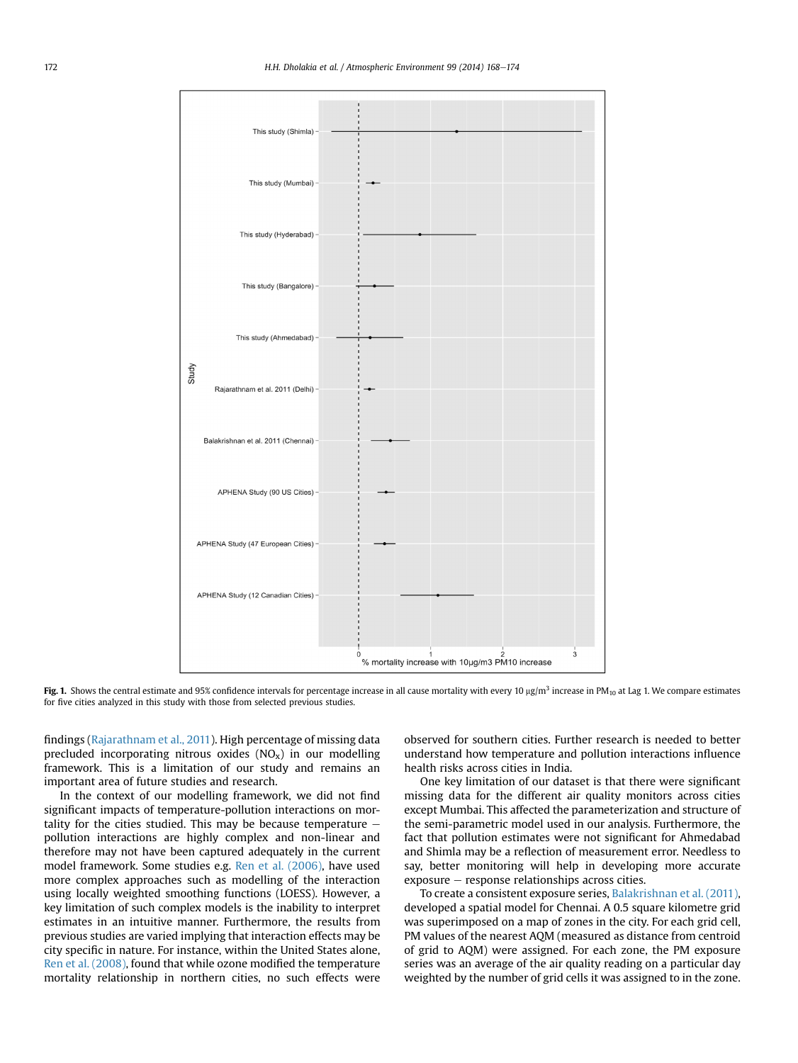Fig. 1. Shows the central estimate and 95% confidence intervals for percentage increase in all cause mortality with every 10 μg/m$^3$ increase in $PM_{10}$ at Lag 1. We compare estimates for five cities analyzed in this study with those from selected previous studies.

findings (Rajarathnam et al., 2011). High percentage of missing data precluded incorporating nitrous oxides ($NO_X$) in our modelling framework. This is a limitation of our study and remains an important area of future studies and research.

In the context of our modelling framework, we did not find significant impacts of temperature-pollution interactions on mortality for the cities studied. This may be because temperature – pollution interactions are highly complex and non-linear and therefore may not have been captured adequately in the current model framework. Some studies e.g. Ren et al. (2006), have used more complex approaches such as modelling of the interaction using locally weighted smoothing functions (LOESS). However, a key limitation of such complex models is the inability to interpret estimates in an intuitive manner. Furthermore, the results from previous studies are varied implying that interaction effects may be city specific in nature. For instance, within the United States alone, Ren et al. (2008), found that while ozone modified the temperature mortality relationship in northern cities, no such effects were observed for southern cities. Further research is needed to better understand how temperature and pollution interactions influence health risks across cities in India.

One key limitation of our dataset is that there were significant missing data for the different air quality monitors across cities except Mumbai. This affected the parameterization and structure of the semi-parametric model used in our analysis. Furthermore, the fact that pollution estimates were not significant for Ahmedabad and Shimla may be a reflection of measurement error. Needless to say, better monitoring will help in developing more accurate exposure – response relationships across cities.

To create a consistent exposure series, Balakrishnan et al. (2011), developed a spatial model for Chennai. A 0.5 square kilometre grid was superimposed on a map of zones in the city. For each grid cell, PM values of the nearest AQM (measured as distance from centroid of grid to AQM) were assigned. For each zone, the PM exposure series was an average of the air quality reading on a particular day weighted by the number of grid cells it was assigned to in the zone.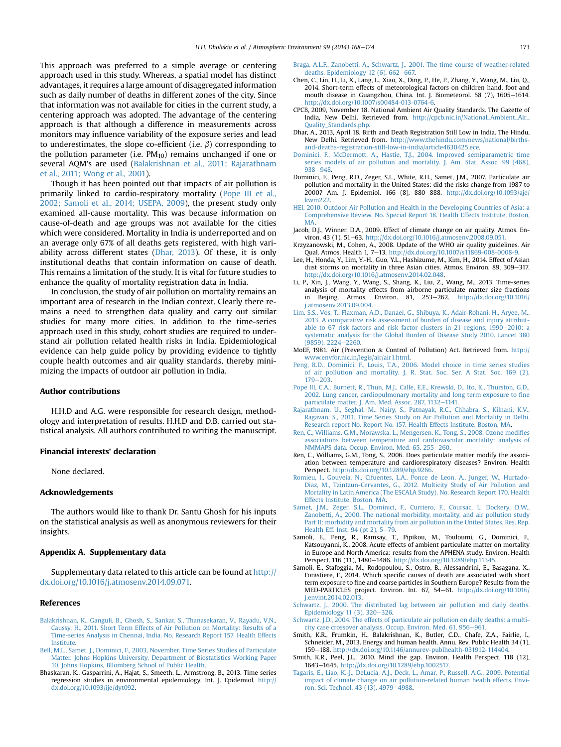This approach was preferred to a simple average or centering approach used in this study. Whereas, a spatial model has distinct advantages, it requires a large amount of disaggregated information such as daily number of deaths in different zones of the city. Since that information was not available for cities in the current study, a centering approach was adopted. The advantage of the centering approach is that although a difference in measurements across monitors may influence variability of the exposure series and lead to underestimates, the slope co-efficient (i.e. $\beta$) corresponding to the pollution parameter (i.e. $PM_{10}$) remains unchanged if one or several AQM's are used (Balakrishnan et al., 2011; Rajarathnam et al., 2011; Wong et al., 2001).

Though it has been pointed out that impacts of air pollution is primarily linked to cardio-respiratory mortality (Pope III et al., 2002; Samoli et al., 2014; USEPA, 2009), the present study only examined all-cause mortality. This was because information on cause-of-death and age groups was not available for the cities which were considered. Mortality in India is underreported and on an average only 67% of all deaths gets registered, with high variability across different states (Dhar, 2013). Of these, it is only institutional deaths that contain information on cause of death. This remains a limitation of the study. It is vital for future studies to enhance the quality of mortality registration data in India.

In conclusion, the study of air pollution on mortality remains an important area of research in the Indian context. Clearly there remains a need to strengthen data quality and carry out similar studies for many more cities. In addition to the time-series approach used in this study, cohort studies are required to understand air pollution related health risks in India. Epidemiological evidence can help guide policy by providing evidence to tightly couple health outcomes and air quality standards, thereby minimizing the impacts of outdoor air pollution in India.

## Author contributions

H.H.D and A.G. were responsible for research design, methodology and interpretation of results. H.H.D and D.B. carried out statistical analysis. All authors contributed to writing the manuscript.

## Financial interests' declaration

None declared.

## Acknowledgements

The authors would like to thank Dr. Santu Ghosh for his inputs on the statistical analysis as well as anonymous reviewers for their insights.

## Appendix A. Supplementary data

Supplementary data related to this article can be found at http://dx.doi.org/10.1016/j.atmosenv.2014.09.071.

## References

Balakrishnan, K., Ganguli, B., Ghosh, S., Sankar, S., Thanasekaraan, V., Rayadu, V.N., Caussy, H., 2011. Short Term Effects of Air Pollution on Mortality: Results of a Time-series Analysis in Chennai, India. No. Research Report 157. Health Effects Institute.

Bell, M.L., Samet, J., Dominici, F., 2003, November. Time Series Studies of Particulate Matter. Johns Hopkins University, Department of Biostatistics Working Paper 10. Johns Hopkins, Bllomberg School of Public Health.

Bhaskaran, K., Gasparrini, A., Hajat, S., Smeeth, L., Armstrong, B., 2013. Time series regression studies in environmental epidemiology. Int. J. Epidemiol. http://dx.doi.org/10.1093/ije/dyt092.

Braga, A.L.F., Zanobetti, A., Schwartz, J., 2001. The time course of weather-related deaths. Epidemiology 12 (6), 662–667.

Chen, C., Lin, H., Li, X., Lang, L., Xiao, X., Ding, P., He, P., Zhang, Y., Wang, M., Liu, Q., 2014. Short-term effects of meteorological factors on children hand, foot and mouth disease in Guangzhou, China. Int. J. Biometeorol. 58 (7), 1605–1614. http://dx.doi.org/10.1007/s00484-013-0764-6.

CPCB, 2009, November 18. National Ambient Air Quality Standards. The Gazette of India, New Delhi. Retrieved from. http://cpcb.nic.in/National_Ambient_Air_Quality_Standards.php.

Dhar, A., 2013, April 18. Birth and Death Registration Still Low in India. The Hindu, New Delhi. Retrieved from. http://www.thehindu.com/news/national/births-and-deaths-registration-still-low-in-india/article4630425.ece.

Dominici, F., McDermott, A., Hastie, T.J., 2004. Improved semiparametric time series models of air pollution and mortality. J. Am. Stat. Assoc. 99 (468), 938–948.

Dominici, F., Peng, R.D., Zeger, S.L., White, R.H., Samet, J.M., 2007. Particulate air pollution and mortality in the United States: did the risks change from 1987 to 2000? Am. J. Epidemiol. 166 (8), 880–888. http://dx.doi.org/10.1093/aje/kwm222.

HEI, 2010. Outdoor Air Pollution and Health in the Developing Countries of Asia: a Comprehensive Review. No. Special Report 18. Health Effects Institute, Boston, MA.

Jacob, D.J., Winner, D.A., 2009. Effect of climate change on air quality. Atmos. Environ. 43 (1), 51–63. http://dx.doi.org/10.1016/j.atmosenv.2008.09.051.

Krzyzanowski, M., Cohen, A., 2008. Update of the WHO air quality guidelines. Air Qual. Atmos. Health 1, 7–13. http://dx.doi.org/10.1007/s11869-008-0008-9.

Lee, H., Honda, Y., Lim, Y.-H., Guo, Y.L., Hashizume, M., Kim, H., 2014. Effect of Asian dust storms on mortality in three Asian cities. Atmos. Environ. 89, 309–317. http://dx.doi.org/10.1016/j.atmosenv.2014.02.048.

Li, P., Xin, J., Wang, Y., Wang, S., Shang, K., Liu, Z., Wang, M., 2013. Time-series analysis of mortality effects from airborne particulate matter size fractions in Beijing. Atmos. Environ. 81, 253–262. http://dx.doi.org/10.1016/j.atmosenv.2013.09.004.

Lim, S.S., Vos, T., Flaxman, A.D., Danaei, G., Shibuya, K., Adair-Rohani, H., Aryee, M., 2013. A comparative risk assessment of burden of disease and injury attributable to 67 risk factors and risk factor clusters in 21 regions, 1990–2010: a systematic analysis for the Global Burden of Disease Study 2010. Lancet 380 (9859), 2224–2260.

MoEF, 1981. Air (Prevention & Control of Pollution) Act. Retrieved from. http://www.envfor.nic.in/legis/air/air1.html.

Peng, R.D., Dominici, F., Louis, T.A., 2006. Model choice in time series studies of air pollution and mortality. J. R. Stat. Soc. Ser. A Stat. Soc. 169 (2), 179–203.

Pope III, C.A., Burnett, R., Thun, M.J., Calle, E.E., Krewski, D., Ito, K., Thurston, G.D., 2002. Lung cancer, cardiopulmonary mortality and long term exposure to fine particulate matter. J. Am. Med. Assoc. 287, 1132–1141.

Rajarathnam, U., Seghal, M., Nairy, S., Patnayak, R.C., Chhabra, S., Kilnani, K.V., Ragavan, S., 2011. Time Series Study on Air Pollution and Mortality in Delhi. Research report No. Report No. 157. Health Effects Institute, Boston, MA.

Ren, C., Williams, G.M., Morawska, L., Mengersen, K., Tong, S., 2008. Ozone modifies associations between temperature and cardiovascular mortality: analysis of NMMAPS data. Occup. Environ. Med. 65, 255–260.

Ren, C., Williams, G.M., Tong, S., 2006. Does particulate matter modify the association between temperature and cardiorespiratory diseases? Environ. Health Perspect. http://dx.doi.org/10.1289/ehp.9266.

Romieu, I., Gouveia, N., Cifuentes, L.A., Ponce de Leon, A., Junger, W., Hurtado-Diaz, M., Tzintzun-Cervantes, G., 2012. Multicity Study of Air Pollution and Mortality in Latin America (The ESCALA Study). No. Research Report 170. Health Effects Institute, Boston, MA.

Samet, J.M., Zeger, S.L., Dominici, F., Curriero, F., Coursac, I., Dockery, D.W., Zanobetti, A., 2000. The national morbidity, mortality, and air pollution study Part II: morbidity and mortality from air pollution in the United States. Res. Rep. Health Eff. Inst. 94 (pt 2), 5–79.

Samoli, E., Peng, R., Ramsay, T., Pipikou, M., Touloumi, G., Dominici, F., Katsouyanni, K., 2008. Acute effects of ambient particulate matter on mortality in Europe and North America: results from the APHENA study. Environ. Health Perspect. 116 (11), 1480–1486. http://dx.doi.org/10.1289/ehp.11345.

Samoli, E., Stafoggia, M., Rodopoulou, S., Ostro, B., Alessandrini, E., Basagaña, X., Forastiere, F., 2014. Which specific causes of death are associated with short term exposure to fine and coarse particles in Southern Europe? Results from the MED-PARTICLES project. Environ. Int. 67, 54–61. http://dx.doi.org/10.1016/j.envint.2014.02.013.

Schwartz, J., 2000. The distributed lag between air pollution and daily deaths. Epidemiology 11 (3), 320–326.

Schwartz, J.D., 2004. The effects of particulate air pollution on daily deaths: a multi-city case crossover analysis. Occup. Environ. Med. 61, 956–961.

Smith, K.R., Frumkin, H., Balakrishnan, K., Butler, C.D., Chafe, Z.A., Fairlie, I., Schneider, M., 2013. Energy and human health. Annu. Rev. Public Health 34 (1), 159–188. http://dx.doi.org/10.1146/annurev-publhealth-031912-114404.

Smith, K.R., Peel, J.L., 2010. Mind the gap. Environ. Health Perspect. 118 (12), 1643–1645. http://dx.doi.org/10.1289/ehp.1002517.

Tagaris, E., Liao, K.-J., DeLucia, A.J., Deck, L., Amar, P., Russell, A.G., 2009. Potential impact of climate change on air pollution-related human health effects. Environ. Sci. Technol. 43 (13), 4979–4988.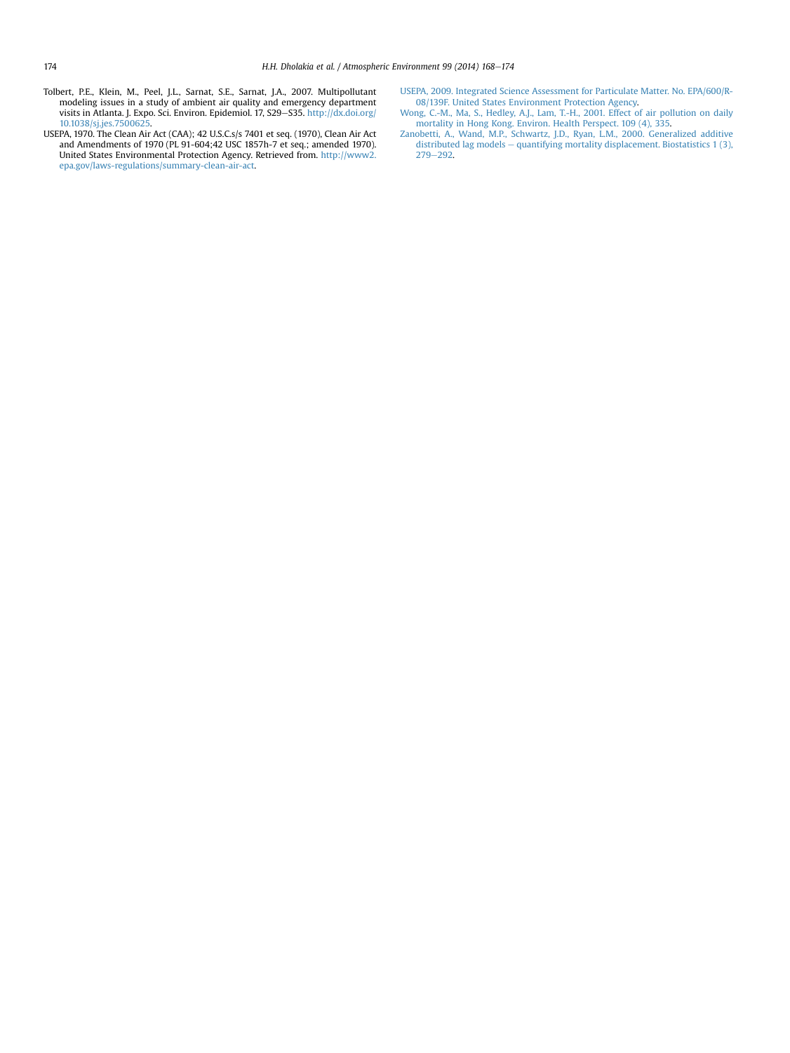Tolbert, P.E., Klein, M., Peel, J.L., Sarnat, S.E., Sarnat, J.A., 2007. Multipollutant modeling issues in a study of ambient air quality and emergency department visits in Atlanta. J. Expo. Sci. Environ. Epidemiol. 17, S29–S35. http://dx.doi.org/10.1038/sj.jes.7500625.

USEPA, 1970. The Clean Air Act (CAA); 42 U.S.C.s/s 7401 et seq. (1970), Clean Air Act and Amendments of 1970 (PL 91-604;42 USC 1857h-7 et seq.; amended 1970). United States Environmental Protection Agency. Retrieved from. http://www2.epa.gov/laws-regulations/summary-clean-air-act.

USEPA, 2009. Integrated Science Assessment for Particulate Matter. No. EPA/600/R-08/139F. United States Environment Protection Agency.

Wong, C.-M., Ma, S., Hedley, A.J., Lam, T.-H., 2001. Effect of air pollution on daily mortality in Hong Kong. Environ. Health Perspect. 109 (4), 335.

Zanobetti, A., Wand, M.P., Schwartz, J.D., Ryan, L.M., 2000. Generalized additive distributed lag models – quantifying mortality displacement. Biostatistics 1 (3), 279–292.